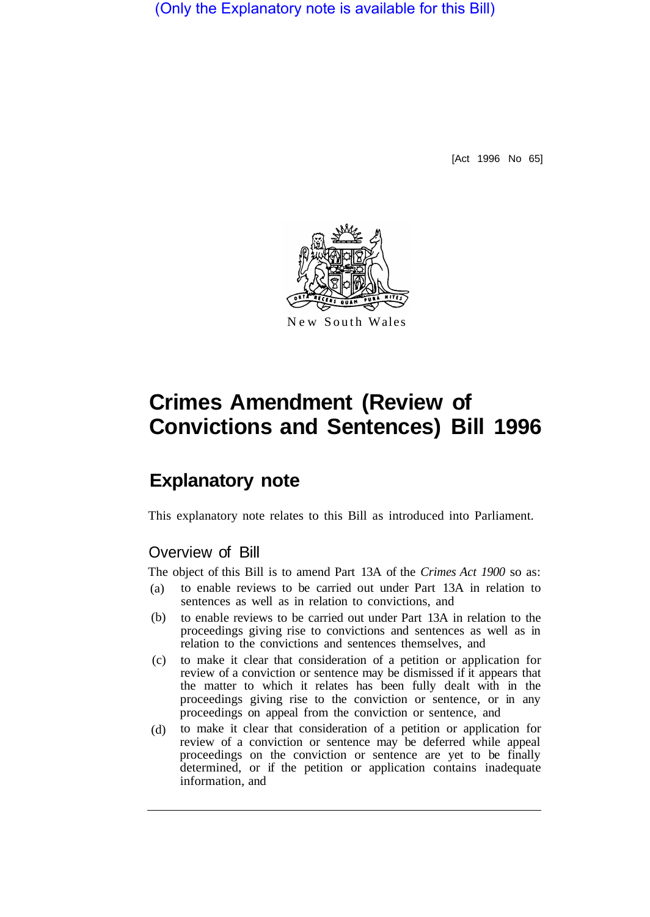(Only the Explanatory note is available for this Bill)

[Act 1996 No 65]

New South Wales

# Crimes Amendment (Review of Convictions and Sentences) Bill 1996

## Explanatory note

This explanatory note relates to this Bill as introduced into Parliament.

### Overview of Bill

The object of this Bill is to amend Part 13A of the *Crimes Act 1900* so as:

(a) to enable reviews to be carried out under Part 13A in relation to sentences as well as in relation to convictions, and

(b) to enable reviews to be carried out under Part 13A in relation to the proceedings giving rise to convictions and sentences as well as in relation to the convictions and sentences themselves, and

(c) to make it clear that consideration of a petition or application for review of a conviction or sentence may be dismissed if it appears that the matter to which it relates has been fully dealt with in the proceedings giving rise to the conviction or sentence, or in any proceedings on appeal from the conviction or sentence, and

(d) to make it clear that consideration of a petition or application for review of a conviction or sentence may be deferred while appeal proceedings on the conviction or sentence are yet to be finally determined, or if the petition or application contains inadequate information, and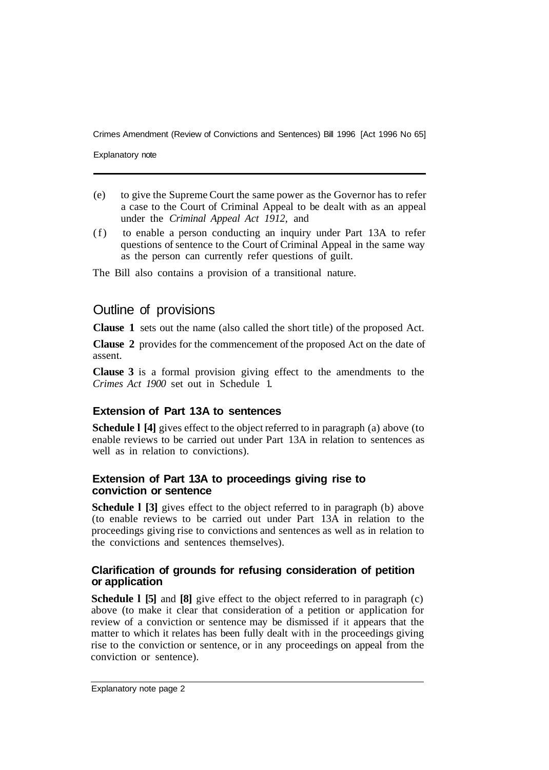(e) to give the Supreme Court the same power as the Governor has to refer a case to the Court of Criminal Appeal to be dealt with as an appeal under the *Criminal Appeal Act 1912*, and

(f) to enable a person conducting an inquiry under Part 13A to refer questions of sentence to the Court of Criminal Appeal in the same way as the person can currently refer questions of guilt.

The Bill also contains a provision of a transitional nature.

## Outline of provisions

**Clause 1** sets out the name (also called the short title) of the proposed Act.

**Clause 2** provides for the commencement of the proposed Act on the date of assent.

**Clause 3** is a formal provision giving effect to the amendments to the *Crimes Act 1900* set out in Schedule 1.

### Extension of Part 13A to sentences

**Schedule 1 [4]** gives effect to the object referred to in paragraph (a) above (to enable reviews to be carried out under Part 13A in relation to sentences as well as in relation to convictions).

### Extension of Part 13A to proceedings giving rise to conviction or sentence

**Schedule 1 [3]** gives effect to the object referred to in paragraph (b) above (to enable reviews to be carried out under Part 13A in relation to the proceedings giving rise to convictions and sentences as well as in relation to the convictions and sentences themselves).

### Clarification of grounds for refusing consideration of petition or application

**Schedule 1 [5]** and **[8]** give effect to the object referred to in paragraph (c) above (to make it clear that consideration of a petition or application for review of a conviction or sentence may be dismissed if it appears that the matter to which it relates has been fully dealt with in the proceedings giving rise to the conviction or sentence, or in any proceedings on appeal from the conviction or sentence).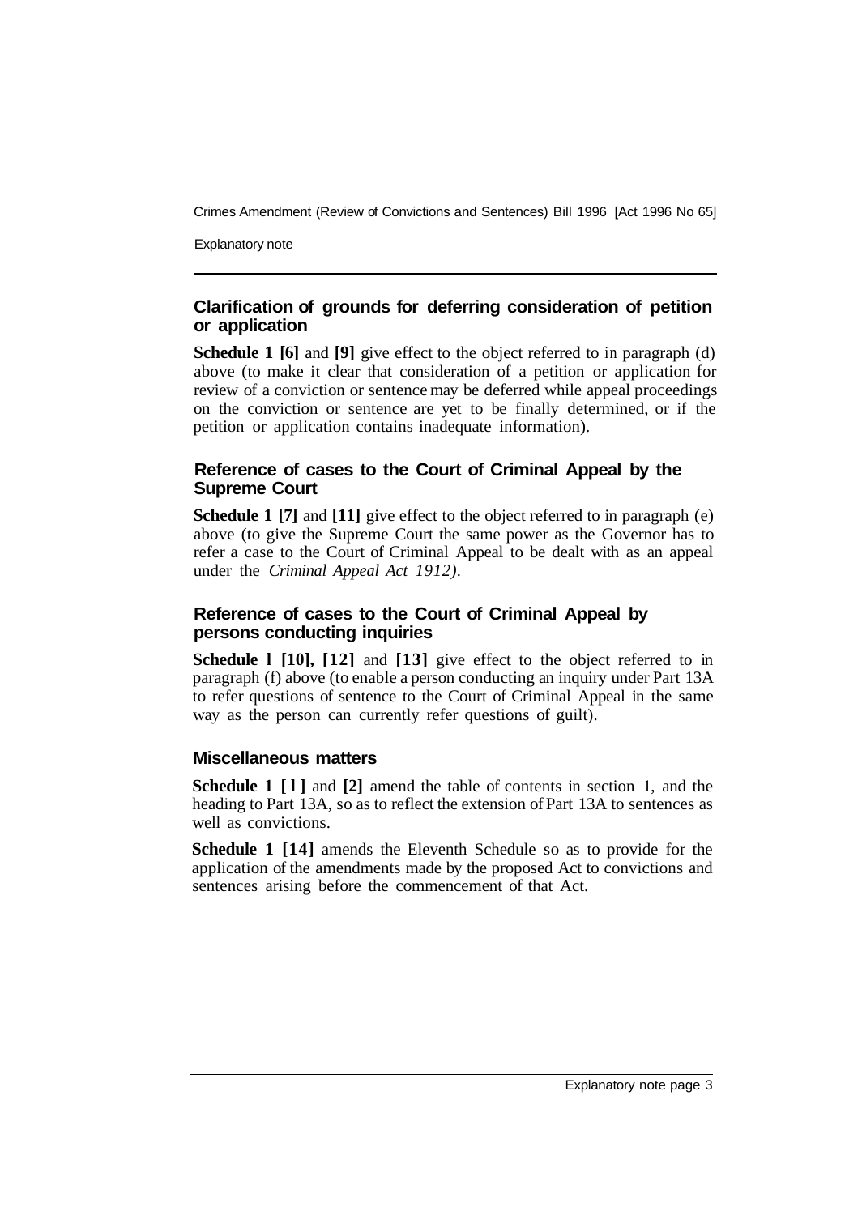### Clarification of grounds for deferring consideration of petition or application

**Schedule 1 [6]** and **[9]** give effect to the object referred to in paragraph (d) above (to make it clear that consideration of a petition or application for review of a conviction or sentence may be deferred while appeal proceedings on the conviction or sentence are yet to be finally determined, or if the petition or application contains inadequate information).

### Reference of cases to the Court of Criminal Appeal by the Supreme Court

**Schedule 1 [7]** and **[11]** give effect to the object referred to in paragraph (e) above (to give the Supreme Court the same power as the Governor has to refer a case to the Court of Criminal Appeal to be dealt with as an appeal under the *Criminal Appeal Act 1912).*

### Reference of cases to the Court of Criminal Appeal by persons conducting inquiries

**Schedule 1 [10], [12]** and **[13]** give effect to the object referred to in paragraph (f) above (to enable a person conducting an inquiry under Part 13A to refer questions of sentence to the Court of Criminal Appeal in the same way as the person can currently refer questions of guilt).

### Miscellaneous matters

**Schedule 1 [1]** and **[2]** amend the table of contents in section 1, and the heading to Part 13A, so as to reflect the extension of Part 13A to sentences as well as convictions.

**Schedule 1 [14]** amends the Eleventh Schedule so as to provide for the application of the amendments made by the proposed Act to convictions and sentences arising before the commencement of that Act.